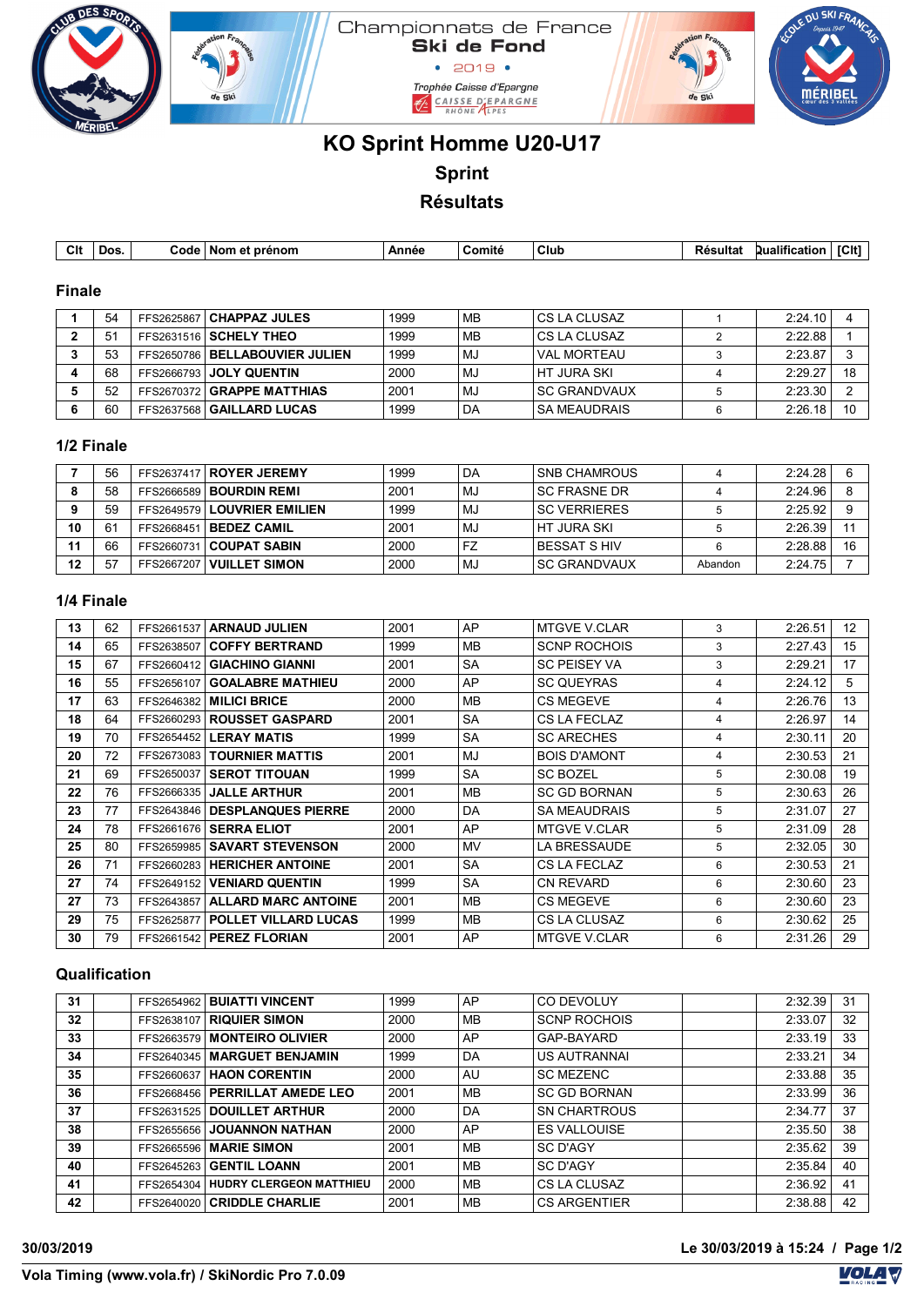# Championnats de France Ski de Fond

• 2019 •

*Trophée Caisse d'Epargne*

## KO Sprint Homme U20-U17

### Sprint

### Résultats

| Clt | Dos. | Code | Nom et prénom | Année | Comité | Club | Résultat | Qualification | [Clt] |
|---|---|---|---|---|---|---|---|---|---|

#### Finale

| Clt | Dos. | Code | Nom et prénom | Année | Comité | Club | Résultat | Qualification | [Clt] |
|---|---|---|---|---|---|---|---|---|---|
| 1 | 54 | FFS2625867 | CHAPPAZ JULES | 1999 | MB | CS LA CLUSAZ | 1 | 2:24.10 | 4 |
| 2 | 51 | FFS2631516 | SCHELY THEO | 1999 | MB | CS LA CLUSAZ | 2 | 2:22.88 | 1 |
| 3 | 53 | FFS2650786 | BELLABOUVIER JULIEN | 1999 | MJ | VAL MORTEAU | 3 | 2:23.87 | 3 |
| 4 | 68 | FFS2666793 | JOLY QUENTIN | 2000 | MJ | HT JURA SKI | 4 | 2:29.27 | 18 |
| 5 | 52 | FFS2670372 | GRAPPE MATTHIAS | 2001 | MJ | SC GRANDVAUX | 5 | 2:23.30 | 2 |
| 6 | 60 | FFS2637568 | GAILLARD LUCAS | 1999 | DA | SA MEAUDRAIS | 6 | 2:26.18 | 10 |

#### 1/2 Finale

| Clt | Dos. | Code | Nom et prénom | Année | Comité | Club | Résultat | Qualification | [Clt] |
|---|---|---|---|---|---|---|---|---|---|
| 7 | 56 | FFS2637417 | ROYER JEREMY | 1999 | DA | SNB CHAMROUS | 4 | 2:24.28 | 6 |
| 8 | 58 | FFS2666589 | BOURDIN REMI | 2001 | MJ | SC FRASNE DR | 4 | 2:24.96 | 8 |
| 9 | 59 | FFS2649579 | LOUVRIER EMILIEN | 1999 | MJ | SC VERRIERES | 5 | 2:25.92 | 9 |
| 10 | 61 | FFS2668451 | BEDEZ CAMIL | 2001 | MJ | HT JURA SKI | 5 | 2:26.39 | 11 |
| 11 | 66 | FFS2660731 | COUPAT SABIN | 2000 | FZ | BESSAT S HIV | 6 | 2:28.88 | 16 |
| 12 | 57 | FFS2667207 | VUILLET SIMON | 2000 | MJ | SC GRANDVAUX | Abandon | 2:24.75 | 7 |

#### 1/4 Finale

| Clt | Dos. | Code | Nom et prénom | Année | Comité | Club | Résultat | Qualification | [Clt] |
|---|---|---|---|---|---|---|---|---|---|
| 13 | 62 | FFS2661537 | ARNAUD JULIEN | 2001 | AP | MTGVE V.CLAR | 3 | 2:26.51 | 12 |
| 14 | 65 | FFS2638507 | COFFY BERTRAND | 1999 | MB | SCNP ROCHOIS | 3 | 2:27.43 | 15 |
| 15 | 67 | FFS2660412 | GIACHINO GIANNI | 2001 | SA | SC PEISEY VA | 3 | 2:29.21 | 17 |
| 16 | 55 | FFS2656107 | GOALABRE MATHIEU | 2000 | AP | SC QUEYRAS | 4 | 2:24.12 | 5 |
| 17 | 63 | FFS2646382 | MILICI BRICE | 2000 | MB | CS MEGEVE | 4 | 2:26.76 | 13 |
| 18 | 64 | FFS2660293 | ROUSSET GASPARD | 2001 | SA | CS LA FECLAZ | 4 | 2:26.97 | 14 |
| 19 | 70 | FFS2654452 | LERAY MATIS | 1999 | SA | SC ARECHES | 4 | 2:30.11 | 20 |
| 20 | 72 | FFS2673083 | TOURNIER MATTIS | 2001 | MJ | BOIS D'AMONT | 4 | 2:30.53 | 21 |
| 21 | 69 | FFS2650037 | SEROT TITOUAN | 1999 | SA | SC BOZEL | 5 | 2:30.08 | 19 |
| 22 | 76 | FFS2666335 | JALLE ARTHUR | 2001 | MB | SC GD BORNAN | 5 | 2:30.63 | 26 |
| 23 | 77 | FFS2643846 | DESPLANQUES PIERRE | 2000 | DA | SA MEAUDRAIS | 5 | 2:31.07 | 27 |
| 24 | 78 | FFS2661676 | SERRA ELIOT | 2001 | AP | MTGVE V.CLAR | 5 | 2:31.09 | 28 |
| 25 | 80 | FFS2659985 | SAVART STEVENSON | 2000 | MV | LA BRESSAUDE | 5 | 2:32.05 | 30 |
| 26 | 71 | FFS2660283 | HERICHER ANTOINE | 2001 | SA | CS LA FECLAZ | 6 | 2:30.53 | 21 |
| 27 | 74 | FFS2649152 | VENIARD QUENTIN | 1999 | SA | CN REVARD | 6 | 2:30.60 | 23 |
| 27 | 73 | FFS2643857 | ALLARD MARC ANTOINE | 2001 | MB | CS MEGEVE | 6 | 2:30.60 | 23 |
| 29 | 75 | FFS2625877 | POLLET VILLARD LUCAS | 1999 | MB | CS LA CLUSAZ | 6 | 2:30.62 | 25 |
| 30 | 79 | FFS2661542 | PEREZ FLORIAN | 2001 | AP | MTGVE V.CLAR | 6 | 2:31.26 | 29 |

#### Qualification

| Clt | Dos. | Code | Nom et prénom | Année | Comité | Club | Résultat | Qualification | [Clt] |
|---|---|---|---|---|---|---|---|---|---|
| 31 | | FFS2654962 | BUIATTI VINCENT | 1999 | AP | CO DEVOLUY | | 2:32.39 | 31 |
| 32 | | FFS2638107 | RIQUIER SIMON | 2000 | MB | SCNP ROCHOIS | | 2:33.07 | 32 |
| 33 | | FFS2663579 | MONTEIRO OLIVIER | 2000 | AP | GAP-BAYARD | | 2:33.19 | 33 |
| 34 | | FFS2640345 | MARGUET BENJAMIN | 1999 | DA | US AUTRANNAI | | 2:33.21 | 34 |
| 35 | | FFS2660637 | HAON CORENTIN | 2000 | AU | SC MEZENC | | 2:33.88 | 35 |
| 36 | | FFS2668456 | PERRILLAT AMEDE LEO | 2001 | MB | SC GD BORNAN | | 2:33.99 | 36 |
| 37 | | FFS2631525 | DOUILLET ARTHUR | 2000 | DA | SN CHARTROUS | | 2:34.77 | 37 |
| 38 | | FFS2655656 | JOUANNON NATHAN | 2000 | AP | ES VALLOUISE | | 2:35.50 | 38 |
| 39 | | FFS2665596 | MARIE SIMON | 2001 | MB | SC D'AGY | | 2:35.62 | 39 |
| 40 | | FFS2645263 | GENTIL LOANN | 2001 | MB | SC D'AGY | | 2:35.84 | 40 |
| 41 | | FFS2654304 | HUDRY CLERGEON MATTHIEU | 2000 | MB | CS LA CLUSAZ | | 2:36.92 | 41 |
| 42 | | FFS2640020 | CRIDDLE CHARLIE | 2001 | MB | CS ARGENTIER | | 2:38.88 | 42 |

30/03/2019 — Le 30/03/2019 à 15:24

Vola Timing (www.vola.fr) / SkiNordic Pro 7.0.09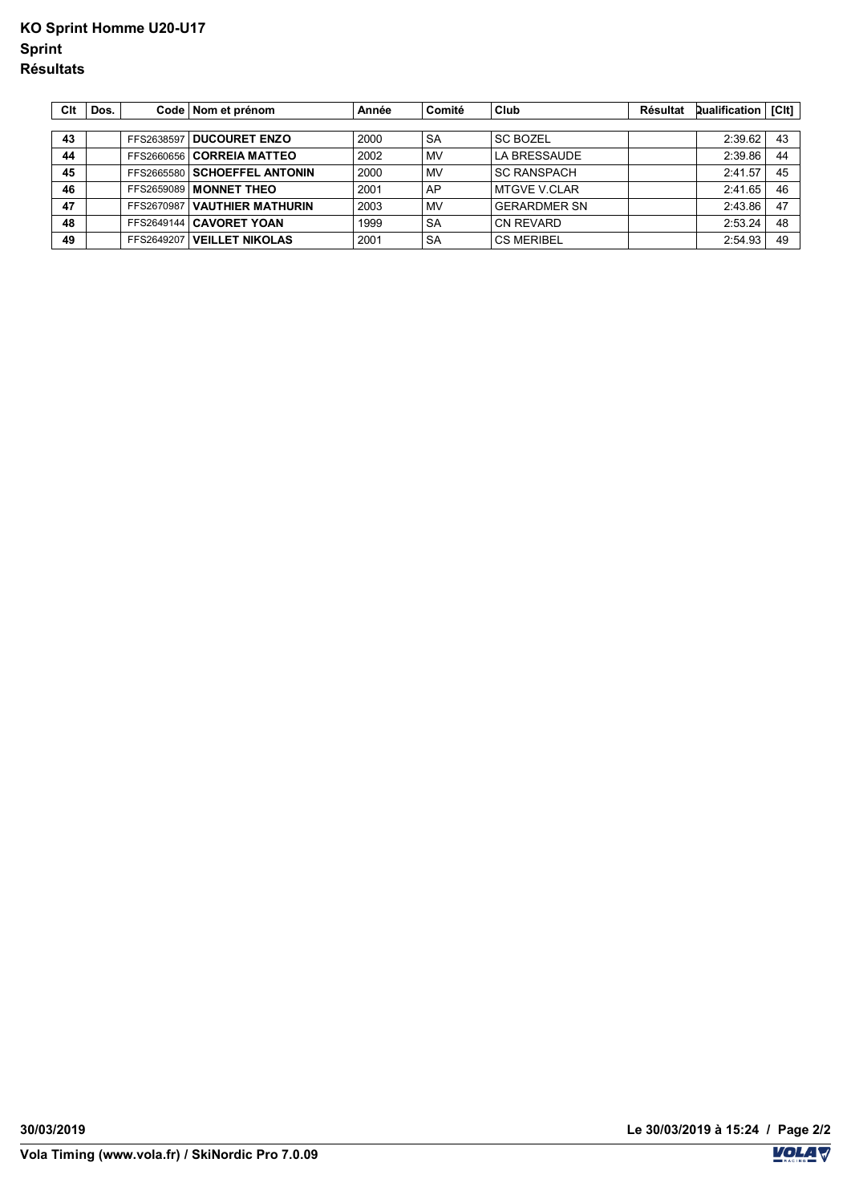**KO Sprint Homme U20-U17**
**Sprint**
**Résultats**

| Clt | Dos. | Code | Nom et prénom | Année | Comité | Club | Résultat | Qualification | [Clt] |
|---|---|---|---|---|---|---|---|---|---|
| 43 | | FFS2638597 | **DUCOURET ENZO** | 2000 | SA | SC BOZEL | | 2:39.62 | 43 |
| 44 | | FFS2660656 | **CORREIA MATTEO** | 2002 | MV | LA BRESSAUDE | | 2:39.86 | 44 |
| 45 | | FFS2665580 | **SCHOEFFEL ANTONIN** | 2000 | MV | SC RANSPACH | | 2:41.57 | 45 |
| 46 | | FFS2659089 | **MONNET THEO** | 2001 | AP | MTGVE V.CLAR | | 2:41.65 | 46 |
| 47 | | FFS2670987 | **VAUTHIER MATHURIN** | 2003 | MV | GERARDMER SN | | 2:43.86 | 47 |
| 48 | | FFS2649144 | **CAVORET YOAN** | 1999 | SA | CN REVARD | | 2:53.24 | 48 |
| 49 | | FFS2649207 | **VEILLET NIKOLAS** | 2001 | SA | CS MERIBEL | | 2:54.93 | 49 |

**30/03/2019** **Le 30/03/2019 à 15:24**

**Vola Timing (www.vola.fr) / SkiNordic Pro 7.0.09**